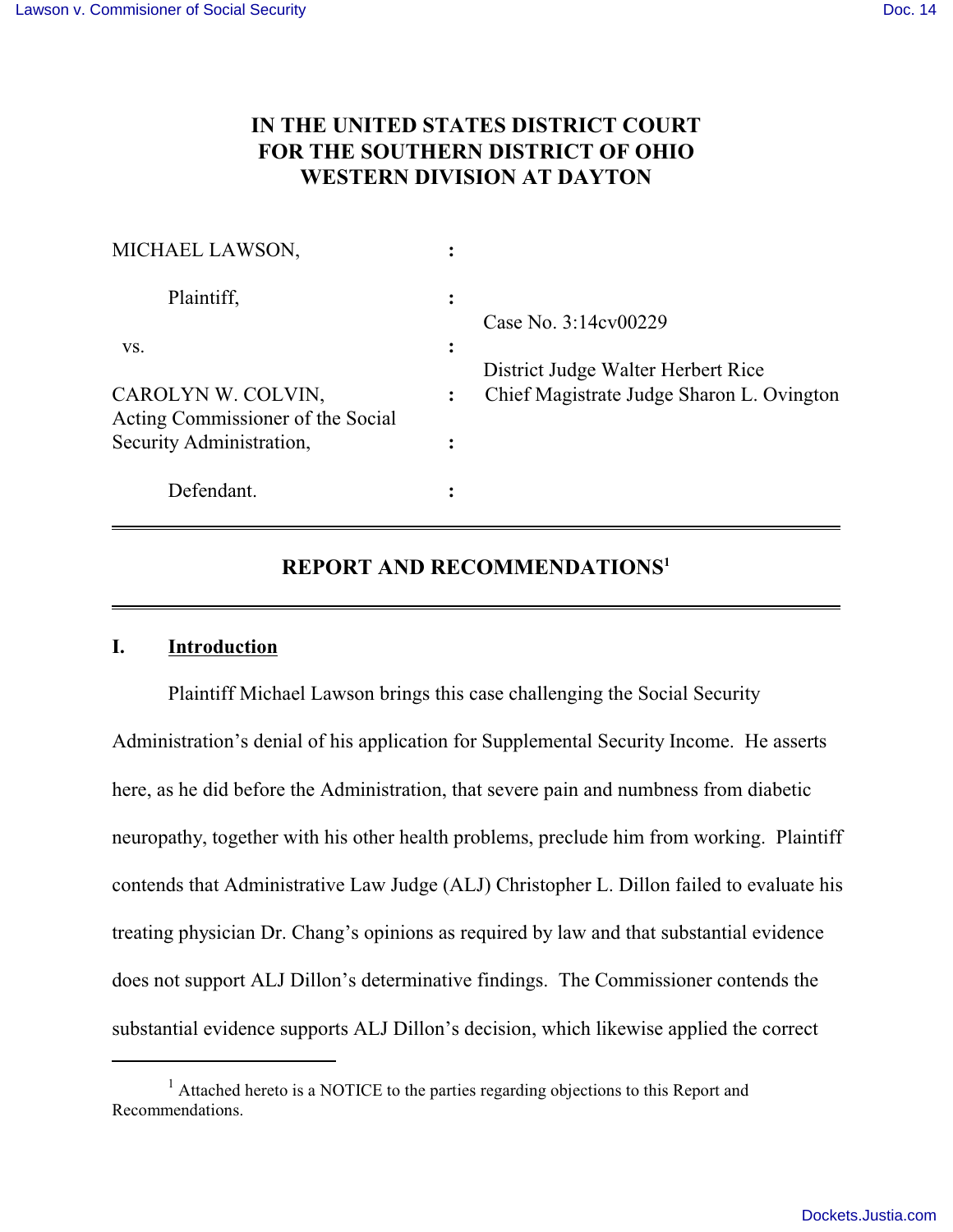# IN THE UNITED STATES DISTRICT COURT FOR THE SOUTHERN DISTRICT OF OHIO WESTERN DIVISION AT DAYTON

| | | |
|---|---|---|
| MICHAEL LAWSON, | : | |
| Plaintiff, | : | Case No. 3:14cv00229 |
| vs. | : | District Judge Walter Herbert Rice |
| CAROLYN W. COLVIN, Acting Commissioner of the Social Security Administration, | : | Chief Magistrate Judge Sharon L. Ovington |
| Defendant. | : | |

## REPORT AND RECOMMENDATIONS[1]

### I. Introduction

Plaintiff Michael Lawson brings this case challenging the Social Security Administration's denial of his application for Supplemental Security Income. He asserts here, as he did before the Administration, that severe pain and numbness from diabetic neuropathy, together with his other health problems, preclude him from working. Plaintiff contends that Administrative Law Judge (ALJ) Christopher L. Dillon failed to evaluate his treating physician Dr. Chang's opinions as required by law and that substantial evidence does not support ALJ Dillon's determinative findings. The Commissioner contends the substantial evidence supports ALJ Dillon's decision, which likewise applied the correct

---

[1] Attached hereto is a NOTICE to the parties regarding objections to this Report and Recommendations.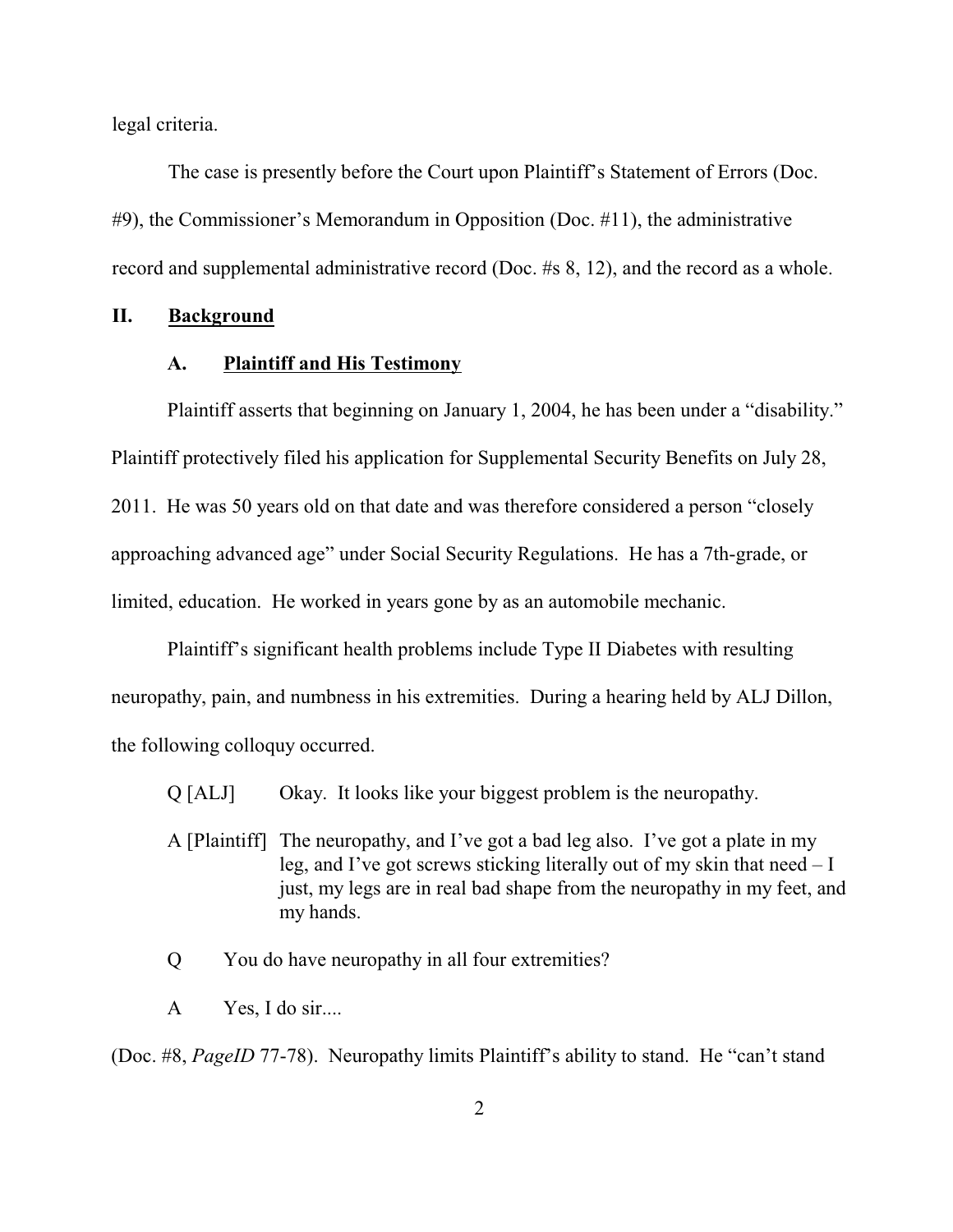legal criteria.

The case is presently before the Court upon Plaintiff's Statement of Errors (Doc. #9), the Commissioner's Memorandum in Opposition (Doc. #11), the administrative record and supplemental administrative record (Doc. #s 8, 12), and the record as a whole.

## II. Background

### A. Plaintiff and His Testimony

Plaintiff asserts that beginning on January 1, 2004, he has been under a "disability." Plaintiff protectively filed his application for Supplemental Security Benefits on July 28, 2011. He was 50 years old on that date and was therefore considered a person "closely approaching advanced age" under Social Security Regulations. He has a 7th-grade, or limited, education. He worked in years gone by as an automobile mechanic.

Plaintiff's significant health problems include Type II Diabetes with resulting neuropathy, pain, and numbness in his extremities. During a hearing held by ALJ Dillon, the following colloquy occurred.

> Q [ALJ] Okay. It looks like your biggest problem is the neuropathy.
>
> A [Plaintiff] The neuropathy, and I've got a bad leg also. I've got a plate in my leg, and I've got screws sticking literally out of my skin that need – I just, my legs are in real bad shape from the neuropathy in my feet, and my hands.
>
> Q You do have neuropathy in all four extremities?
>
> A Yes, I do sir....

(Doc. #8, *PageID* 77-78). Neuropathy limits Plaintiff's ability to stand. He "can't stand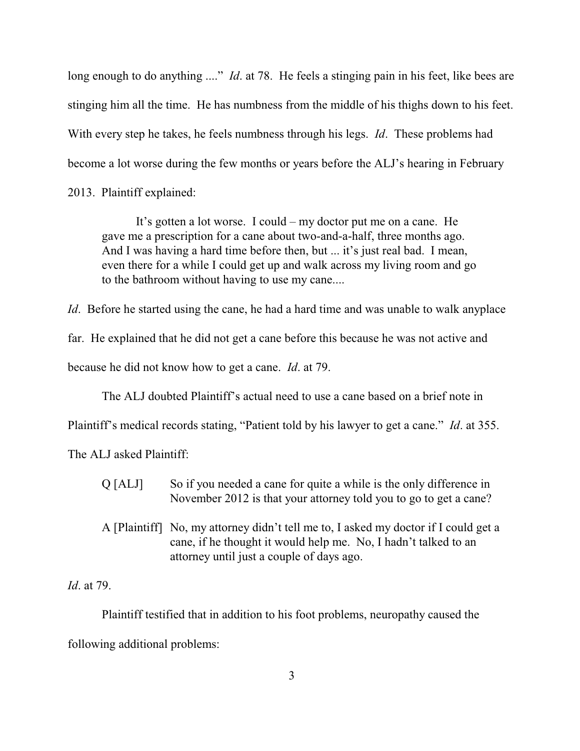long enough to do anything ...." *Id*. at 78. He feels a stinging pain in his feet, like bees are stinging him all the time. He has numbness from the middle of his thighs down to his feet. With every step he takes, he feels numbness through his legs. *Id*. These problems had become a lot worse during the few months or years before the ALJ's hearing in February 2013. Plaintiff explained:

> It's gotten a lot worse. I could – my doctor put me on a cane. He gave me a prescription for a cane about two-and-a-half, three months ago. And I was having a hard time before then, but ... it's just real bad. I mean, even there for a while I could get up and walk across my living room and go to the bathroom without having to use my cane....

*Id*. Before he started using the cane, he had a hard time and was unable to walk anyplace far. He explained that he did not get a cane before this because he was not active and because he did not know how to get a cane. *Id*. at 79.

The ALJ doubted Plaintiff's actual need to use a cane based on a brief note in Plaintiff's medical records stating, "Patient told by his lawyer to get a cane." *Id*. at 355. The ALJ asked Plaintiff:

> Q [ALJ] So if you needed a cane for quite a while is the only difference in November 2012 is that your attorney told you to go to get a cane?
>
> A [Plaintiff] No, my attorney didn't tell me to, I asked my doctor if I could get a cane, if he thought it would help me. No, I hadn't talked to an attorney until just a couple of days ago.

*Id*. at 79.

Plaintiff testified that in addition to his foot problems, neuropathy caused the following additional problems: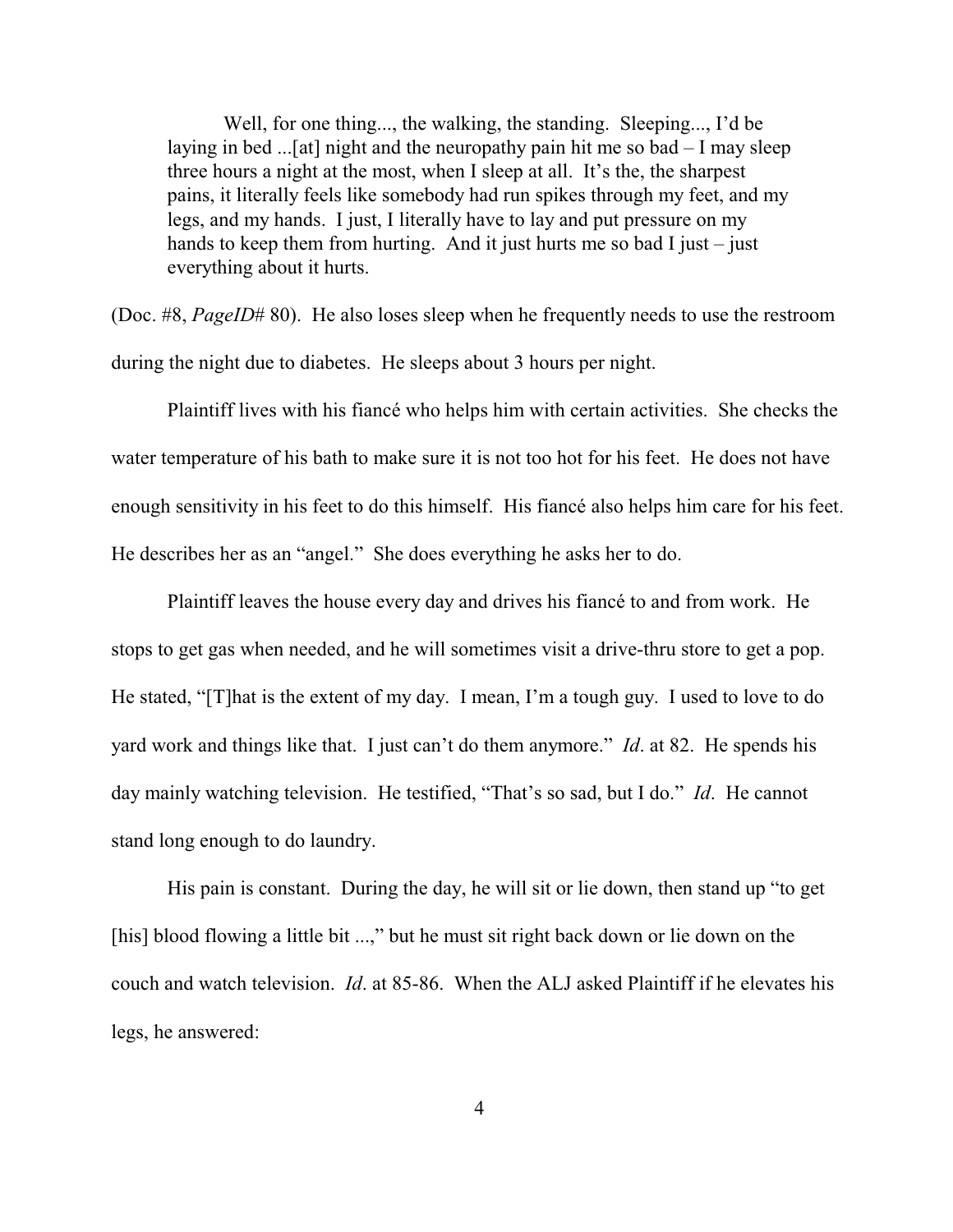> Well, for one thing..., the walking, the standing. Sleeping..., I'd be laying in bed ...[at] night and the neuropathy pain hit me so bad – I may sleep three hours a night at the most, when I sleep at all. It's the, the sharpest pains, it literally feels like somebody had run spikes through my feet, and my legs, and my hands. I just, I literally have to lay and put pressure on my hands to keep them from hurting. And it just hurts me so bad I just – just everything about it hurts.

(Doc. #8, *PageID#* 80). He also loses sleep when he frequently needs to use the restroom during the night due to diabetes. He sleeps about 3 hours per night.

Plaintiff lives with his fiancé who helps him with certain activities. She checks the water temperature of his bath to make sure it is not too hot for his feet. He does not have enough sensitivity in his feet to do this himself. His fiancé also helps him care for his feet. He describes her as an "angel." She does everything he asks her to do.

Plaintiff leaves the house every day and drives his fiancé to and from work. He stops to get gas when needed, and he will sometimes visit a drive-thru store to get a pop. He stated, "[T]hat is the extent of my day. I mean, I'm a tough guy. I used to love to do yard work and things like that. I just can't do them anymore." *Id*. at 82. He spends his day mainly watching television. He testified, "That's so sad, but I do." *Id*. He cannot stand long enough to do laundry.

His pain is constant. During the day, he will sit or lie down, then stand up "to get [his] blood flowing a little bit ...," but he must sit right back down or lie down on the couch and watch television. *Id*. at 85-86. When the ALJ asked Plaintiff if he elevates his legs, he answered: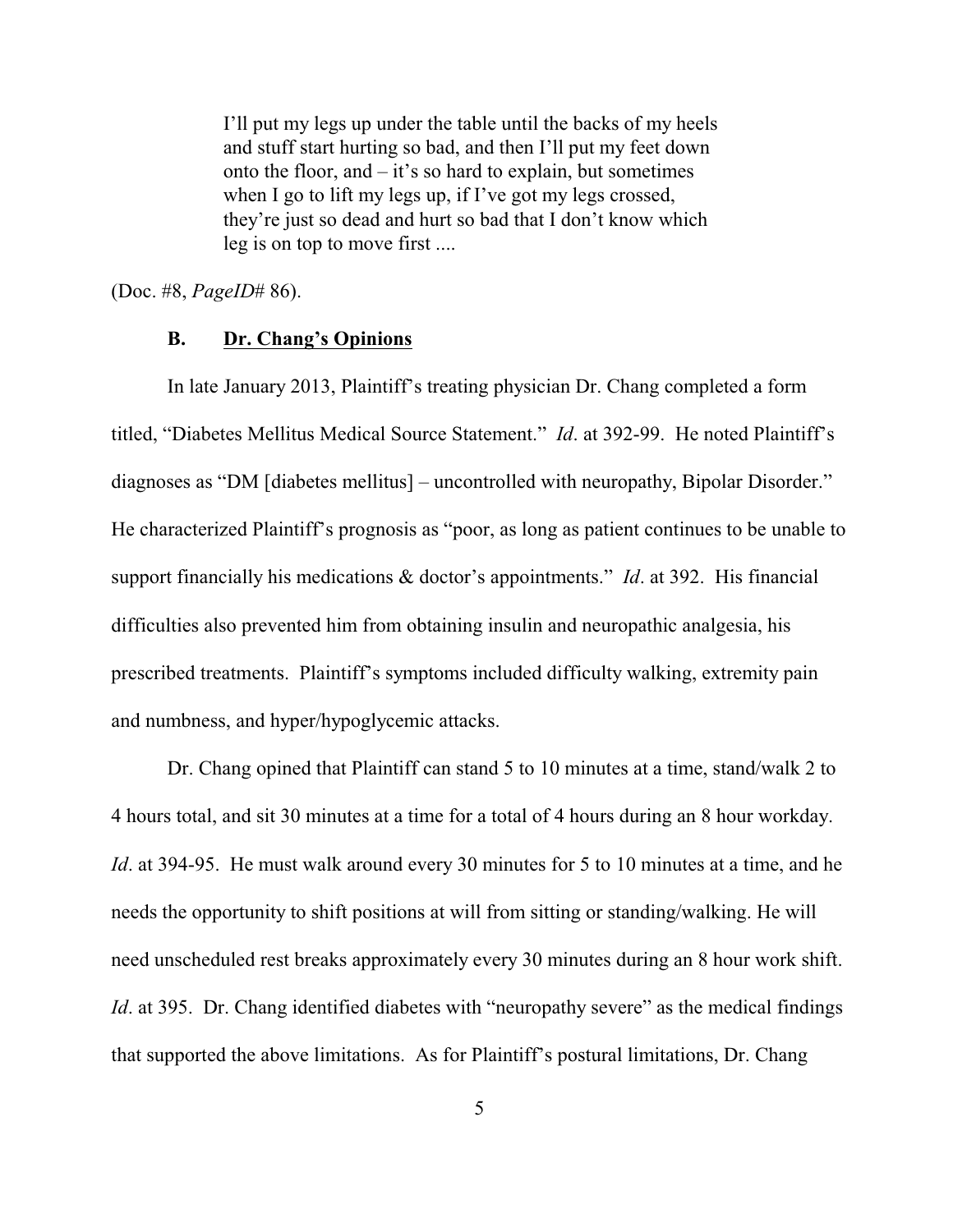> I'll put my legs up under the table until the backs of my heels and stuff start hurting so bad, and then I'll put my feet down onto the floor, and – it's so hard to explain, but sometimes when I go to lift my legs up, if I've got my legs crossed, they're just so dead and hurt so bad that I don't know which leg is on top to move first ....

(Doc. #8, *PageID*# 86).

### B. Dr. Chang's Opinions

In late January 2013, Plaintiff's treating physician Dr. Chang completed a form titled, "Diabetes Mellitus Medical Source Statement." *Id*. at 392-99. He noted Plaintiff's diagnoses as "DM [diabetes mellitus] – uncontrolled with neuropathy, Bipolar Disorder." He characterized Plaintiff's prognosis as "poor, as long as patient continues to be unable to support financially his medications & doctor's appointments." *Id*. at 392. His financial difficulties also prevented him from obtaining insulin and neuropathic analgesia, his prescribed treatments. Plaintiff's symptoms included difficulty walking, extremity pain and numbness, and hyper/hypoglycemic attacks.

Dr. Chang opined that Plaintiff can stand 5 to 10 minutes at a time, stand/walk 2 to 4 hours total, and sit 30 minutes at a time for a total of 4 hours during an 8 hour workday. *Id*. at 394-95. He must walk around every 30 minutes for 5 to 10 minutes at a time, and he needs the opportunity to shift positions at will from sitting or standing/walking. He will need unscheduled rest breaks approximately every 30 minutes during an 8 hour work shift. *Id*. at 395. Dr. Chang identified diabetes with "neuropathy severe" as the medical findings that supported the above limitations. As for Plaintiff's postural limitations, Dr. Chang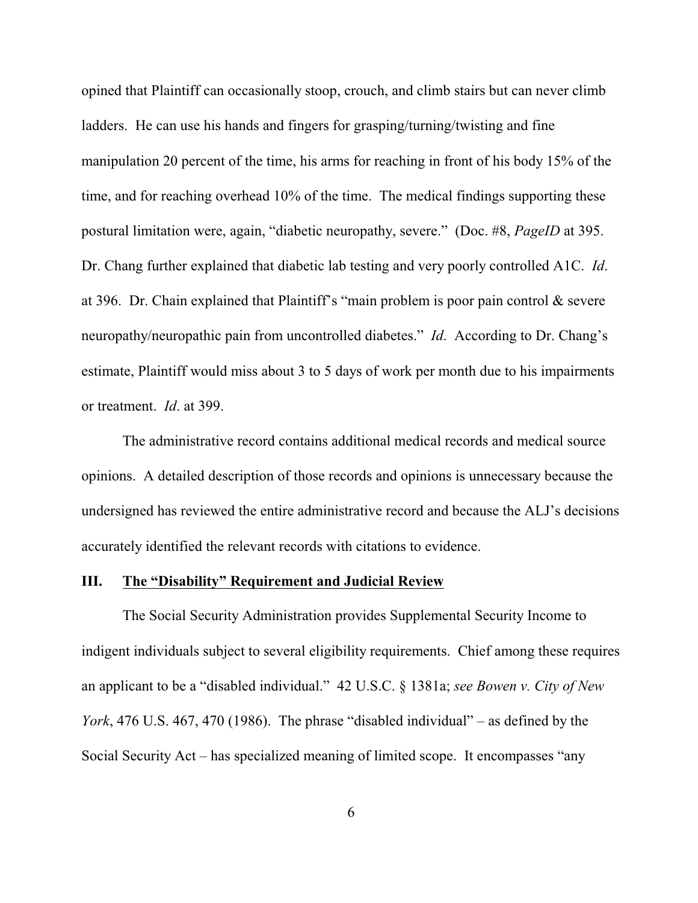opined that Plaintiff can occasionally stoop, crouch, and climb stairs but can never climb ladders. He can use his hands and fingers for grasping/turning/twisting and fine manipulation 20 percent of the time, his arms for reaching in front of his body 15% of the time, and for reaching overhead 10% of the time. The medical findings supporting these postural limitation were, again, "diabetic neuropathy, severe." (Doc. #8, *PageID* at 395. Dr. Chang further explained that diabetic lab testing and very poorly controlled A1C. *Id*. at 396. Dr. Chain explained that Plaintiff's "main problem is poor pain control & severe neuropathy/neuropathic pain from uncontrolled diabetes." *Id*. According to Dr. Chang's estimate, Plaintiff would miss about 3 to 5 days of work per month due to his impairments or treatment. *Id*. at 399.

The administrative record contains additional medical records and medical source opinions. A detailed description of those records and opinions is unnecessary because the undersigned has reviewed the entire administrative record and because the ALJ's decisions accurately identified the relevant records with citations to evidence.

## III. <u>The "Disability" Requirement and Judicial Review</u>

The Social Security Administration provides Supplemental Security Income to indigent individuals subject to several eligibility requirements. Chief among these requires an applicant to be a "disabled individual." 42 U.S.C. § 1381a; *see Bowen v. City of New York*, 476 U.S. 467, 470 (1986). The phrase "disabled individual" – as defined by the Social Security Act – has specialized meaning of limited scope. It encompasses "any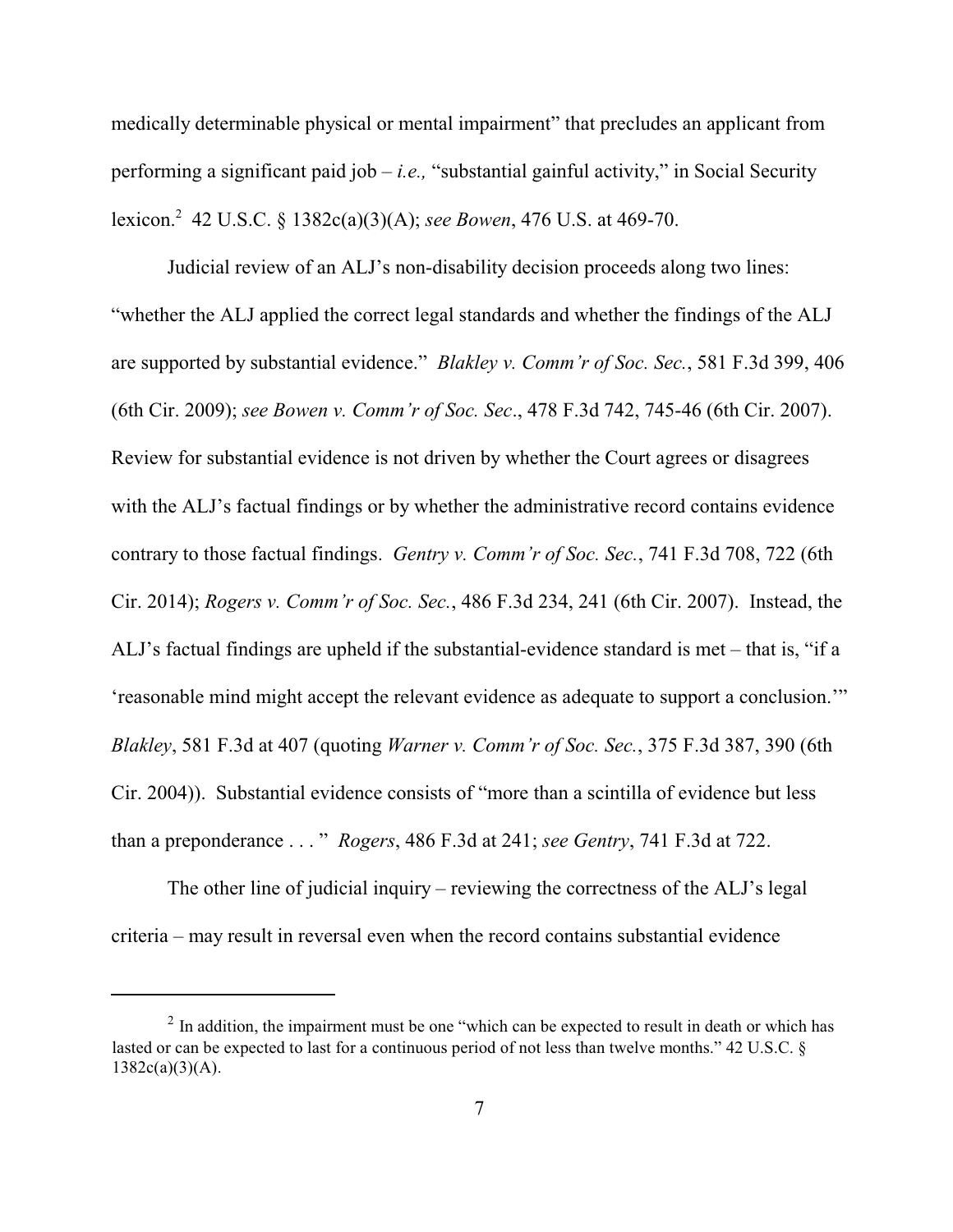medically determinable physical or mental impairment" that precludes an applicant from performing a significant paid job – *i.e.,* "substantial gainful activity," in Social Security lexicon.[2] 42 U.S.C. § 1382c(a)(3)(A); *see Bowen*, 476 U.S. at 469-70.

Judicial review of an ALJ's non-disability decision proceeds along two lines: "whether the ALJ applied the correct legal standards and whether the findings of the ALJ are supported by substantial evidence." *Blakley v. Comm'r of Soc. Sec.*, 581 F.3d 399, 406 (6th Cir. 2009); *see Bowen v. Comm'r of Soc. Sec*., 478 F.3d 742, 745-46 (6th Cir. 2007). Review for substantial evidence is not driven by whether the Court agrees or disagrees with the ALJ's factual findings or by whether the administrative record contains evidence contrary to those factual findings. *Gentry v. Comm'r of Soc. Sec.*, 741 F.3d 708, 722 (6th Cir. 2014); *Rogers v. Comm'r of Soc. Sec.*, 486 F.3d 234, 241 (6th Cir. 2007). Instead, the ALJ's factual findings are upheld if the substantial-evidence standard is met – that is, "if a 'reasonable mind might accept the relevant evidence as adequate to support a conclusion.'" *Blakley*, 581 F.3d at 407 (quoting *Warner v. Comm'r of Soc. Sec.*, 375 F.3d 387, 390 (6th Cir. 2004)). Substantial evidence consists of "more than a scintilla of evidence but less than a preponderance . . . " *Rogers*, 486 F.3d at 241; *see Gentry*, 741 F.3d at 722.

The other line of judicial inquiry – reviewing the correctness of the ALJ's legal criteria – may result in reversal even when the record contains substantial evidence

---

[2] In addition, the impairment must be one "which can be expected to result in death or which has lasted or can be expected to last for a continuous period of not less than twelve months." 42 U.S.C. § 1382c(a)(3)(A).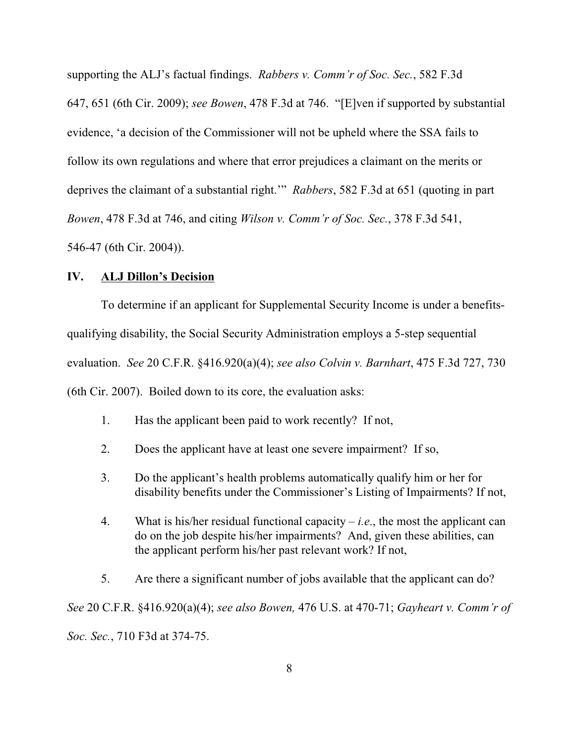supporting the ALJ's factual findings. *Rabbers v. Comm'r of Soc. Sec.*, 582 F.3d 647, 651 (6th Cir. 2009); *see Bowen*, 478 F.3d at 746. "[E]ven if supported by substantial evidence, 'a decision of the Commissioner will not be upheld where the SSA fails to follow its own regulations and where that error prejudices a claimant on the merits or deprives the claimant of a substantial right.'" *Rabbers*, 582 F.3d at 651 (quoting in part *Bowen*, 478 F.3d at 746, and citing *Wilson v. Comm'r of Soc. Sec.*, 378 F.3d 541, 546-47 (6th Cir. 2004)).

## IV. ALJ Dillon's Decision

To determine if an applicant for Supplemental Security Income is under a benefits-qualifying disability, the Social Security Administration employs a 5-step sequential evaluation. *See* 20 C.F.R. §416.920(a)(4); *see also Colvin v. Barnhart*, 475 F.3d 727, 730 (6th Cir. 2007). Boiled down to its core, the evaluation asks:

1. Has the applicant been paid to work recently? If not,
2. Does the applicant have at least one severe impairment? If so,
3. Do the applicant's health problems automatically qualify him or her for disability benefits under the Commissioner's Listing of Impairments? If not,
4. What is his/her residual functional capacity – *i.e.*, the most the applicant can do on the job despite his/her impairments? And, given these abilities, can the applicant perform his/her past relevant work? If not,
5. Are there a significant number of jobs available that the applicant can do?

*See* 20 C.F.R. §416.920(a)(4); *see also Bowen,* 476 U.S. at 470-71; *Gayheart v. Comm'r of Soc. Sec.*, 710 F3d at 374-75.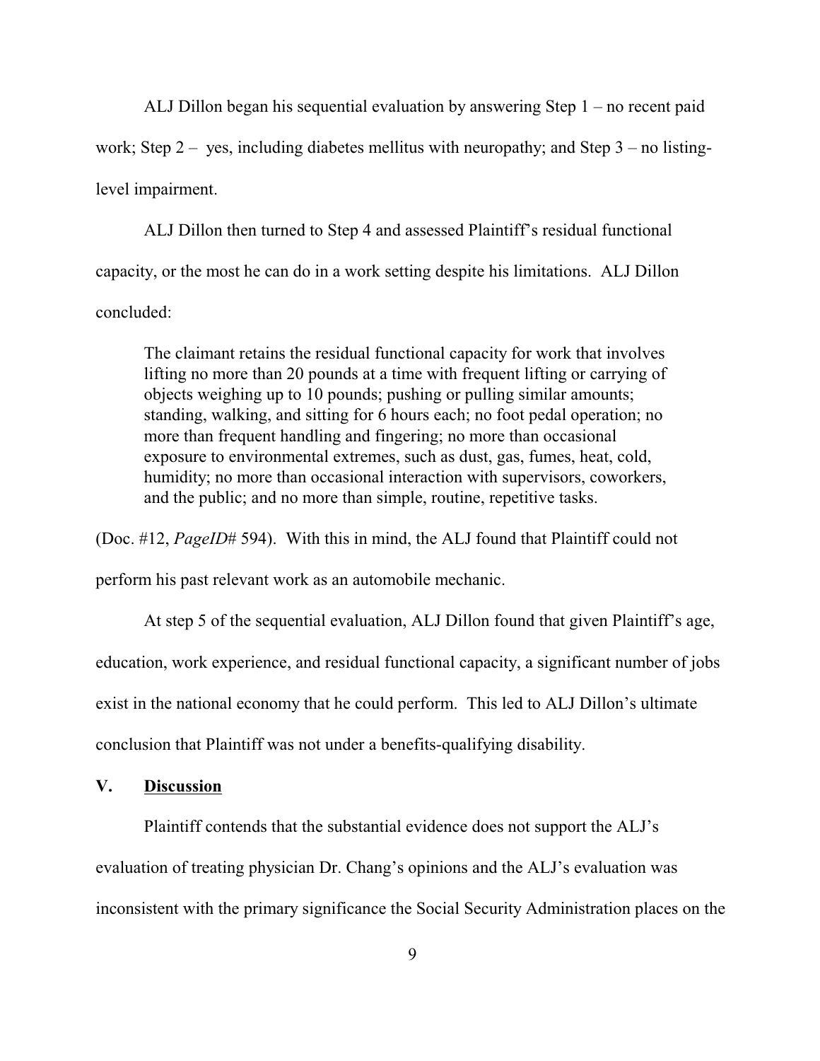ALJ Dillon began his sequential evaluation by answering Step 1 – no recent paid work; Step 2 – yes, including diabetes mellitus with neuropathy; and Step 3 – no listing-level impairment.

ALJ Dillon then turned to Step 4 and assessed Plaintiff's residual functional capacity, or the most he can do in a work setting despite his limitations. ALJ Dillon concluded:

> The claimant retains the residual functional capacity for work that involves lifting no more than 20 pounds at a time with frequent lifting or carrying of objects weighing up to 10 pounds; pushing or pulling similar amounts; standing, walking, and sitting for 6 hours each; no foot pedal operation; no more than frequent handling and fingering; no more than occasional exposure to environmental extremes, such as dust, gas, fumes, heat, cold, humidity; no more than occasional interaction with supervisors, coworkers, and the public; and no more than simple, routine, repetitive tasks.

(Doc. #12, *PageID*# 594). With this in mind, the ALJ found that Plaintiff could not perform his past relevant work as an automobile mechanic.

At step 5 of the sequential evaluation, ALJ Dillon found that given Plaintiff's age, education, work experience, and residual functional capacity, a significant number of jobs exist in the national economy that he could perform. This led to ALJ Dillon's ultimate conclusion that Plaintiff was not under a benefits-qualifying disability.

## V. Discussion

Plaintiff contends that the substantial evidence does not support the ALJ's evaluation of treating physician Dr. Chang's opinions and the ALJ's evaluation was inconsistent with the primary significance the Social Security Administration places on the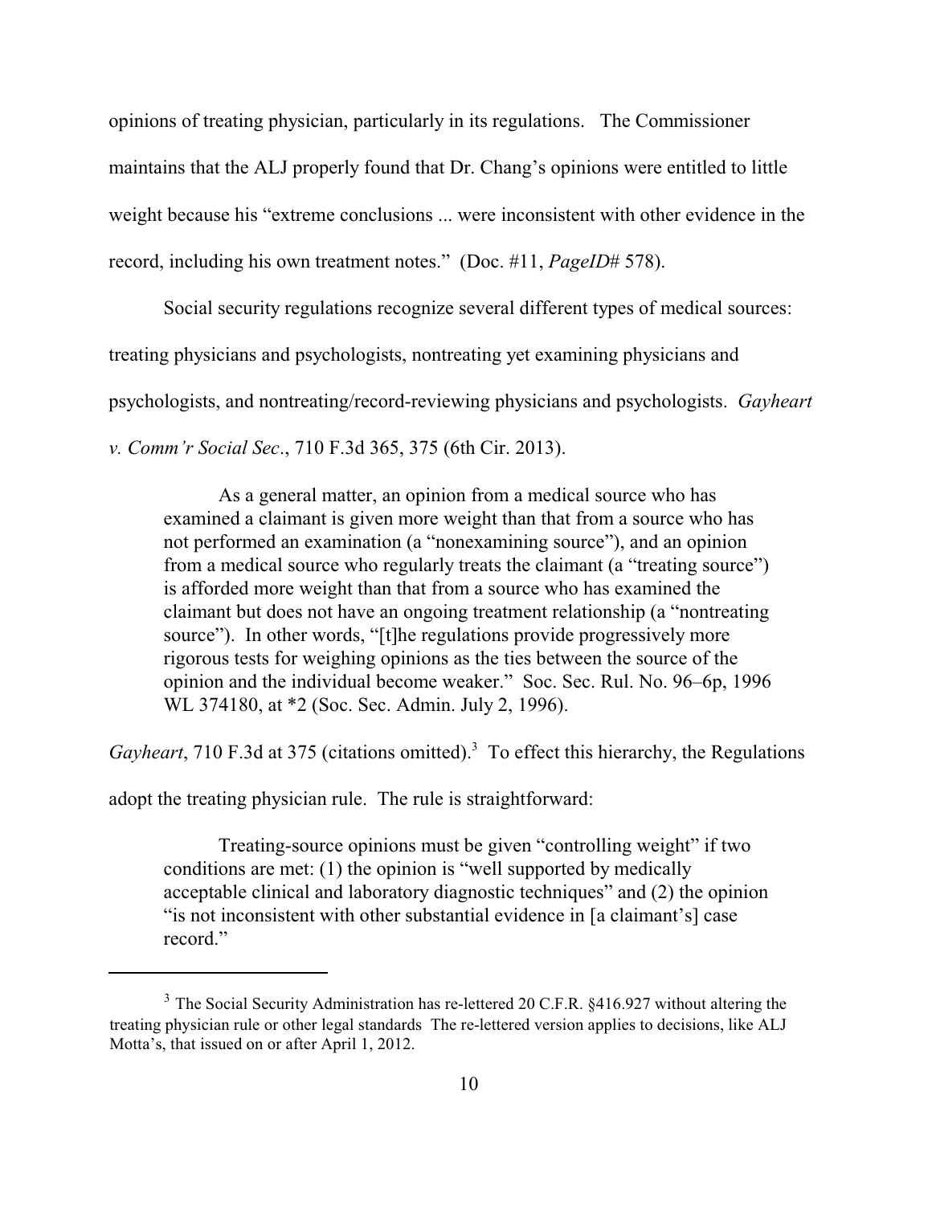opinions of treating physician, particularly in its regulations. The Commissioner maintains that the ALJ properly found that Dr. Chang's opinions were entitled to little weight because his "extreme conclusions ... were inconsistent with other evidence in the record, including his own treatment notes." (Doc. #11, *PageID*# 578).

Social security regulations recognize several different types of medical sources: treating physicians and psychologists, nontreating yet examining physicians and psychologists, and nontreating/record-reviewing physicians and psychologists. *Gayheart v. Comm'r Social Sec*., 710 F.3d 365, 375 (6th Cir. 2013).

> As a general matter, an opinion from a medical source who has examined a claimant is given more weight than that from a source who has not performed an examination (a "nonexamining source"), and an opinion from a medical source who regularly treats the claimant (a "treating source") is afforded more weight than that from a source who has examined the claimant but does not have an ongoing treatment relationship (a "nontreating source"). In other words, "[t]he regulations provide progressively more rigorous tests for weighing opinions as the ties between the source of the opinion and the individual become weaker." Soc. Sec. Rul. No. 96–6p, 1996 WL 374180, at *2 (Soc. Sec. Admin. July 2, 1996).

*Gayheart*, 710 F.3d at 375 (citations omitted).[3] To effect this hierarchy, the Regulations adopt the treating physician rule. The rule is straightforward:

> Treating-source opinions must be given "controlling weight" if two conditions are met: (1) the opinion is "well supported by medically acceptable clinical and laboratory diagnostic techniques" and (2) the opinion "is not inconsistent with other substantial evidence in [a claimant's] case record."

---

[3] The Social Security Administration has re-lettered 20 C.F.R. §416.927 without altering the treating physician rule or other legal standards The re-lettered version applies to decisions, like ALJ Motta's, that issued on or after April 1, 2012.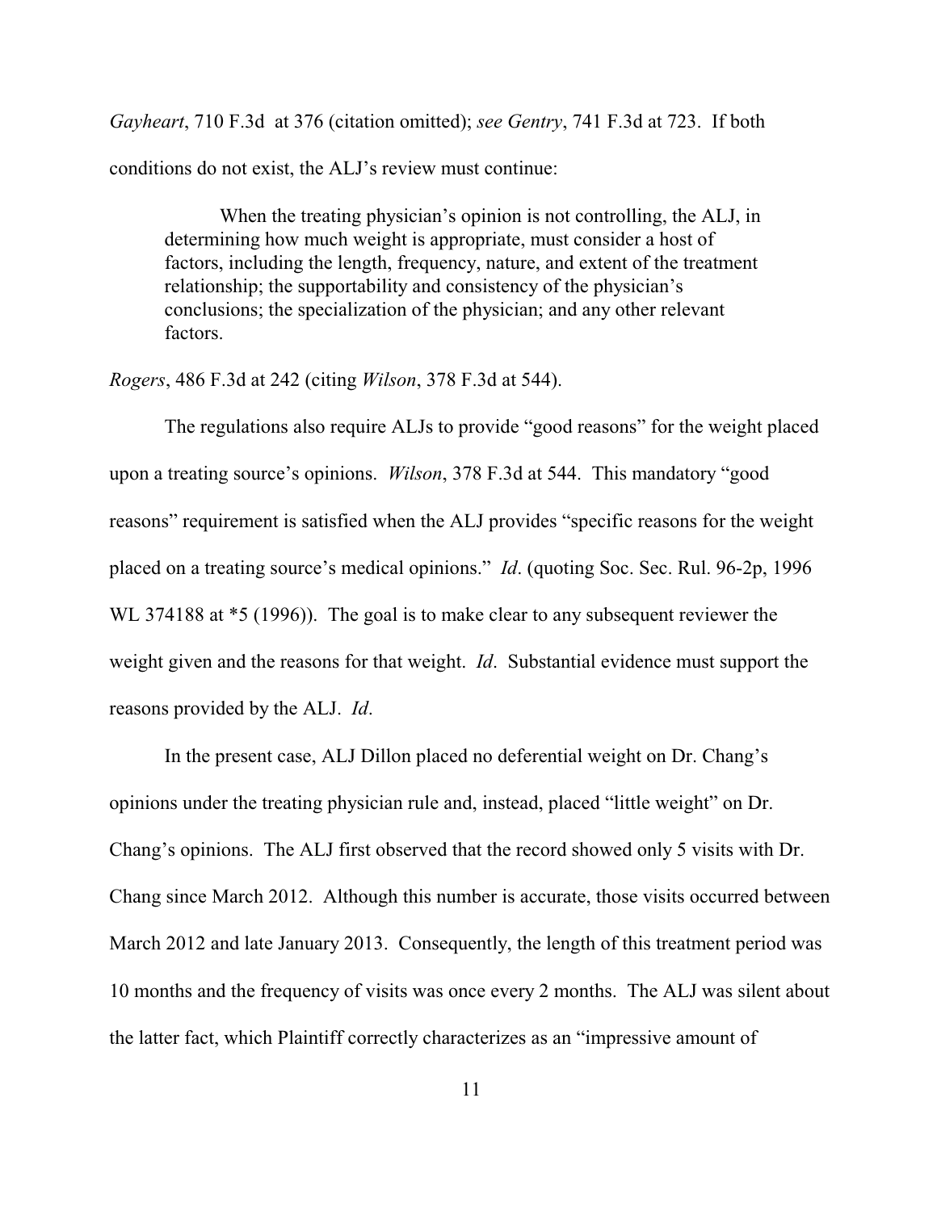*Gayheart*, 710 F.3d at 376 (citation omitted); *see Gentry*, 741 F.3d at 723. If both conditions do not exist, the ALJ's review must continue:

> When the treating physician's opinion is not controlling, the ALJ, in determining how much weight is appropriate, must consider a host of factors, including the length, frequency, nature, and extent of the treatment relationship; the supportability and consistency of the physician's conclusions; the specialization of the physician; and any other relevant factors.

*Rogers*, 486 F.3d at 242 (citing *Wilson*, 378 F.3d at 544).

The regulations also require ALJs to provide "good reasons" for the weight placed upon a treating source's opinions. *Wilson*, 378 F.3d at 544. This mandatory "good reasons" requirement is satisfied when the ALJ provides "specific reasons for the weight placed on a treating source's medical opinions." *Id*. (quoting Soc. Sec. Rul. 96-2p, 1996 WL 374188 at *5 (1996)). The goal is to make clear to any subsequent reviewer the weight given and the reasons for that weight. *Id*. Substantial evidence must support the reasons provided by the ALJ. *Id*.

In the present case, ALJ Dillon placed no deferential weight on Dr. Chang's opinions under the treating physician rule and, instead, placed "little weight" on Dr. Chang's opinions. The ALJ first observed that the record showed only 5 visits with Dr. Chang since March 2012. Although this number is accurate, those visits occurred between March 2012 and late January 2013. Consequently, the length of this treatment period was 10 months and the frequency of visits was once every 2 months. The ALJ was silent about the latter fact, which Plaintiff correctly characterizes as an "impressive amount of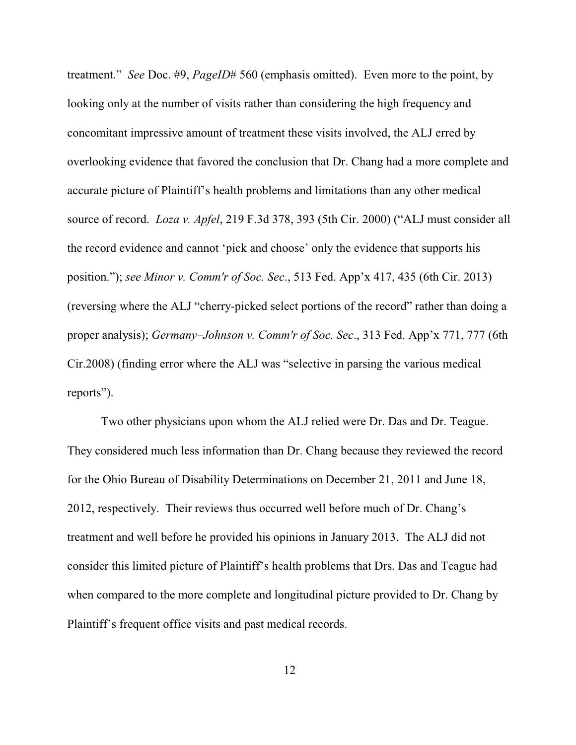treatment." *See* Doc. #9, *PageID#* 560 (emphasis omitted). Even more to the point, by looking only at the number of visits rather than considering the high frequency and concomitant impressive amount of treatment these visits involved, the ALJ erred by overlooking evidence that favored the conclusion that Dr. Chang had a more complete and accurate picture of Plaintiff's health problems and limitations than any other medical source of record. *Loza v. Apfel*, 219 F.3d 378, 393 (5th Cir. 2000) ("ALJ must consider all the record evidence and cannot 'pick and choose' only the evidence that supports his position."); *see Minor v. Comm'r of Soc. Sec*., 513 Fed. App'x 417, 435 (6th Cir. 2013) (reversing where the ALJ "cherry-picked select portions of the record" rather than doing a proper analysis); *Germany–Johnson v. Comm'r of Soc. Sec*., 313 Fed. App'x 771, 777 (6th Cir.2008) (finding error where the ALJ was "selective in parsing the various medical reports").

Two other physicians upon whom the ALJ relied were Dr. Das and Dr. Teague. They considered much less information than Dr. Chang because they reviewed the record for the Ohio Bureau of Disability Determinations on December 21, 2011 and June 18, 2012, respectively. Their reviews thus occurred well before much of Dr. Chang's treatment and well before he provided his opinions in January 2013. The ALJ did not consider this limited picture of Plaintiff's health problems that Drs. Das and Teague had when compared to the more complete and longitudinal picture provided to Dr. Chang by Plaintiff's frequent office visits and past medical records.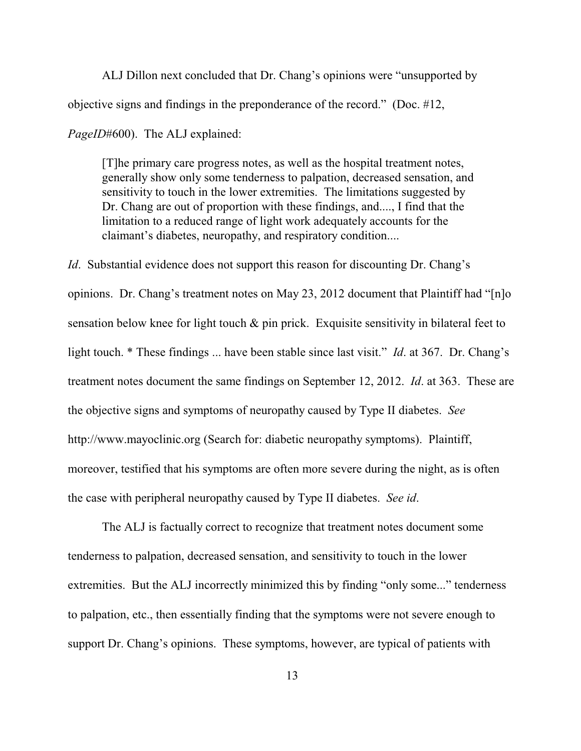ALJ Dillon next concluded that Dr. Chang's opinions were "unsupported by objective signs and findings in the preponderance of the record." (Doc. #12, *PageID*#600). The ALJ explained:

> [T]he primary care progress notes, as well as the hospital treatment notes, generally show only some tenderness to palpation, decreased sensation, and sensitivity to touch in the lower extremities. The limitations suggested by Dr. Chang are out of proportion with these findings, and...., I find that the limitation to a reduced range of light work adequately accounts for the claimant's diabetes, neuropathy, and respiratory condition....

*Id*. Substantial evidence does not support this reason for discounting Dr. Chang's opinions. Dr. Chang's treatment notes on May 23, 2012 document that Plaintiff had "[n]o sensation below knee for light touch & pin prick. Exquisite sensitivity in bilateral feet to light touch. * These findings ... have been stable since last visit." *Id*. at 367. Dr. Chang's treatment notes document the same findings on September 12, 2012. *Id*. at 363. These are the objective signs and symptoms of neuropathy caused by Type II diabetes. *See* http://www.mayoclinic.org (Search for: diabetic neuropathy symptoms). Plaintiff, moreover, testified that his symptoms are often more severe during the night, as is often the case with peripheral neuropathy caused by Type II diabetes. *See id*.

The ALJ is factually correct to recognize that treatment notes document some tenderness to palpation, decreased sensation, and sensitivity to touch in the lower extremities. But the ALJ incorrectly minimized this by finding "only some..." tenderness to palpation, etc., then essentially finding that the symptoms were not severe enough to support Dr. Chang's opinions. These symptoms, however, are typical of patients with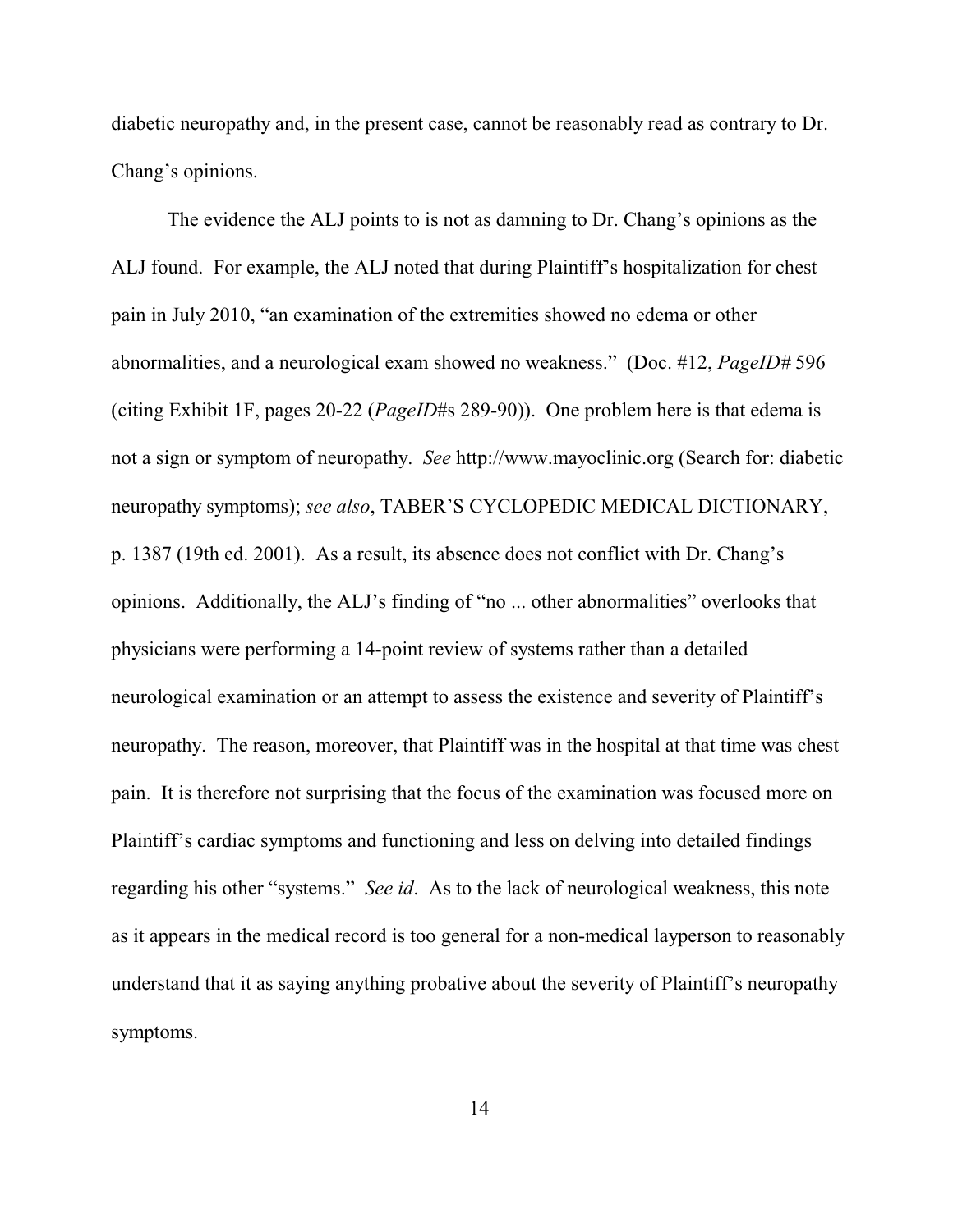diabetic neuropathy and, in the present case, cannot be reasonably read as contrary to Dr. Chang's opinions.

The evidence the ALJ points to is not as damning to Dr. Chang's opinions as the ALJ found. For example, the ALJ noted that during Plaintiff's hospitalization for chest pain in July 2010, "an examination of the extremities showed no edema or other abnormalities, and a neurological exam showed no weakness." (Doc. #12, *PageID*# 596 (citing Exhibit 1F, pages 20-22 (*PageID*#s 289-90)). One problem here is that edema is not a sign or symptom of neuropathy. *See* http://www.mayoclinic.org (Search for: diabetic neuropathy symptoms); *see also*, TABER'S CYCLOPEDIC MEDICAL DICTIONARY, p. 1387 (19th ed. 2001). As a result, its absence does not conflict with Dr. Chang's opinions. Additionally, the ALJ's finding of "no ... other abnormalities" overlooks that physicians were performing a 14-point review of systems rather than a detailed neurological examination or an attempt to assess the existence and severity of Plaintiff's neuropathy. The reason, moreover, that Plaintiff was in the hospital at that time was chest pain. It is therefore not surprising that the focus of the examination was focused more on Plaintiff's cardiac symptoms and functioning and less on delving into detailed findings regarding his other "systems." *See id*. As to the lack of neurological weakness, this note as it appears in the medical record is too general for a non-medical layperson to reasonably understand that it as saying anything probative about the severity of Plaintiff's neuropathy symptoms.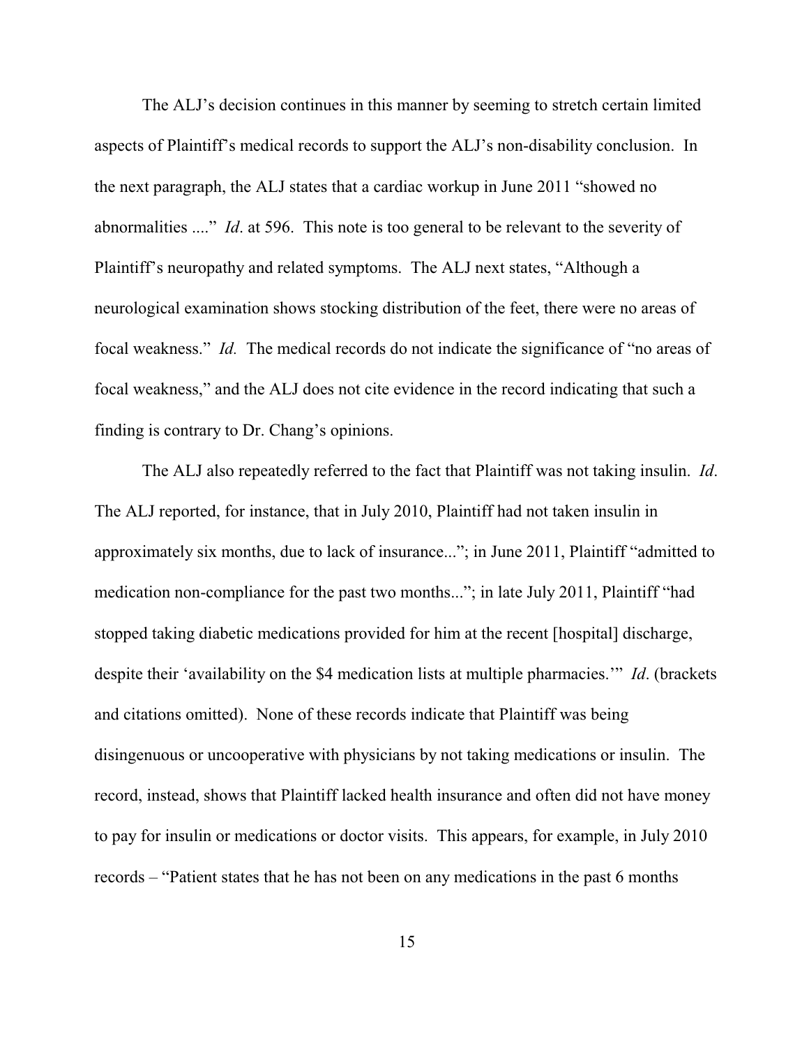The ALJ's decision continues in this manner by seeming to stretch certain limited aspects of Plaintiff's medical records to support the ALJ's non-disability conclusion. In the next paragraph, the ALJ states that a cardiac workup in June 2011 "showed no abnormalities ...." *Id*. at 596. This note is too general to be relevant to the severity of Plaintiff's neuropathy and related symptoms. The ALJ next states, "Although a neurological examination shows stocking distribution of the feet, there were no areas of focal weakness." *Id.* The medical records do not indicate the significance of "no areas of focal weakness," and the ALJ does not cite evidence in the record indicating that such a finding is contrary to Dr. Chang's opinions.

The ALJ also repeatedly referred to the fact that Plaintiff was not taking insulin. *Id*. The ALJ reported, for instance, that in July 2010, Plaintiff had not taken insulin in approximately six months, due to lack of insurance..."; in June 2011, Plaintiff "admitted to medication non-compliance for the past two months..."; in late July 2011, Plaintiff "had stopped taking diabetic medications provided for him at the recent [hospital] discharge, despite their 'availability on the $4 medication lists at multiple pharmacies.'" *Id*. (brackets and citations omitted). None of these records indicate that Plaintiff was being disingenuous or uncooperative with physicians by not taking medications or insulin. The record, instead, shows that Plaintiff lacked health insurance and often did not have money to pay for insulin or medications or doctor visits. This appears, for example, in July 2010 records – "Patient states that he has not been on any medications in the past 6 months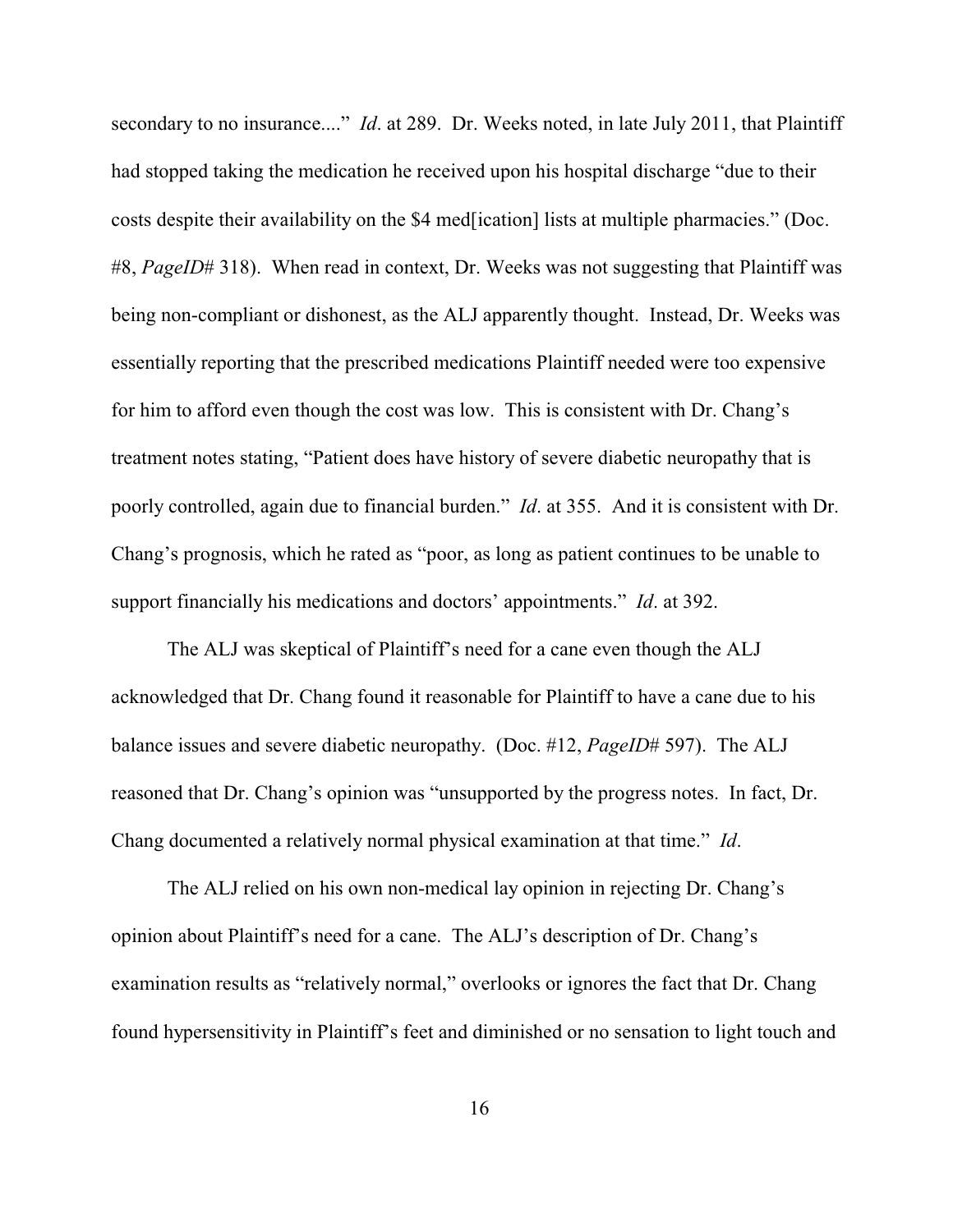secondary to no insurance...." *Id*. at 289. Dr. Weeks noted, in late July 2011, that Plaintiff had stopped taking the medication he received upon his hospital discharge "due to their costs despite their availability on the $4 med[ication] lists at multiple pharmacies." (Doc. #8, *PageID*# 318). When read in context, Dr. Weeks was not suggesting that Plaintiff was being non-compliant or dishonest, as the ALJ apparently thought. Instead, Dr. Weeks was essentially reporting that the prescribed medications Plaintiff needed were too expensive for him to afford even though the cost was low. This is consistent with Dr. Chang's treatment notes stating, "Patient does have history of severe diabetic neuropathy that is poorly controlled, again due to financial burden." *Id*. at 355. And it is consistent with Dr. Chang's prognosis, which he rated as "poor, as long as patient continues to be unable to support financially his medications and doctors' appointments." *Id*. at 392.

The ALJ was skeptical of Plaintiff's need for a cane even though the ALJ acknowledged that Dr. Chang found it reasonable for Plaintiff to have a cane due to his balance issues and severe diabetic neuropathy. (Doc. #12, *PageID*# 597). The ALJ reasoned that Dr. Chang's opinion was "unsupported by the progress notes. In fact, Dr. Chang documented a relatively normal physical examination at that time." *Id*.

The ALJ relied on his own non-medical lay opinion in rejecting Dr. Chang's opinion about Plaintiff's need for a cane. The ALJ's description of Dr. Chang's examination results as "relatively normal," overlooks or ignores the fact that Dr. Chang found hypersensitivity in Plaintiff's feet and diminished or no sensation to light touch and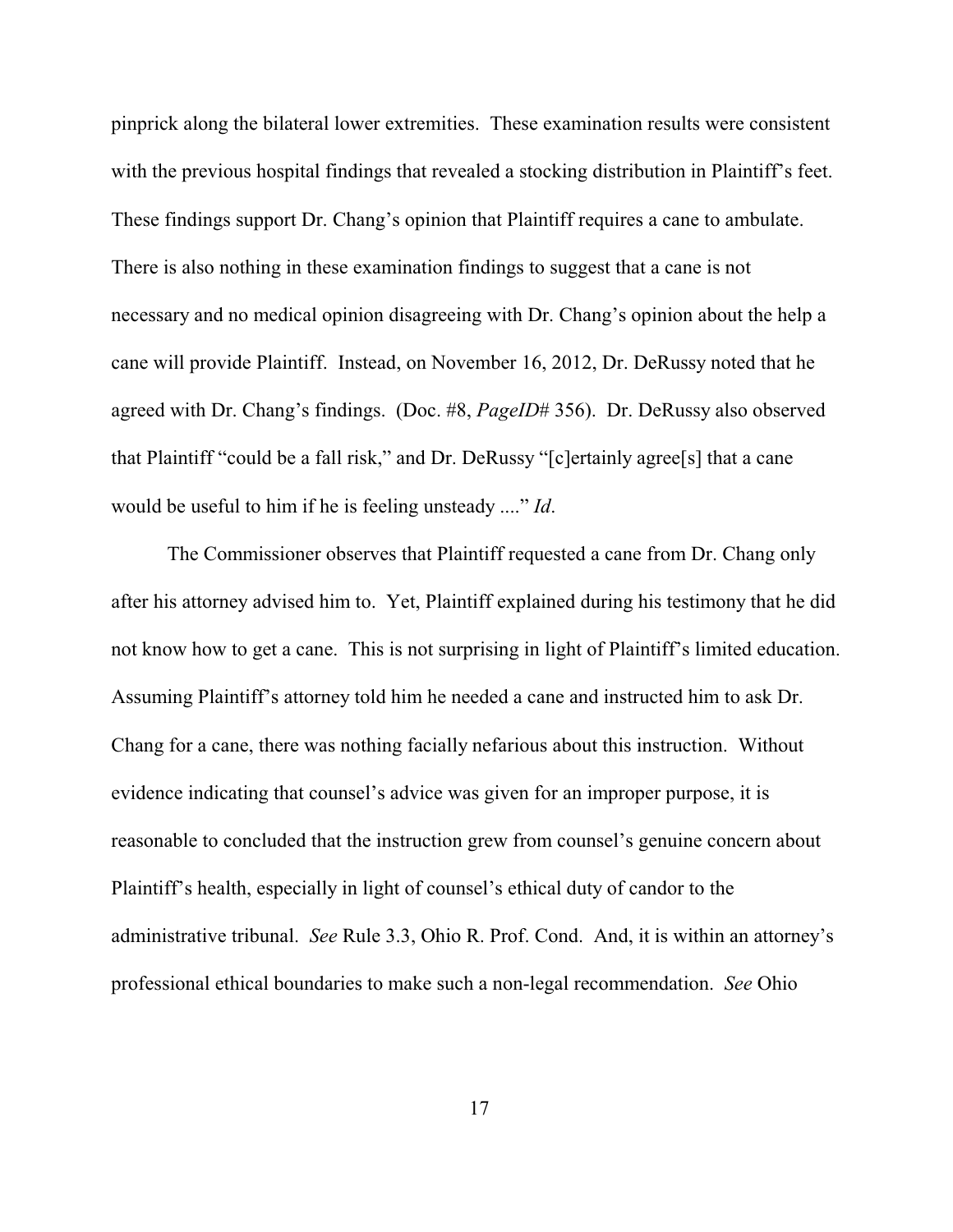pinprick along the bilateral lower extremities. These examination results were consistent with the previous hospital findings that revealed a stocking distribution in Plaintiff's feet. These findings support Dr. Chang's opinion that Plaintiff requires a cane to ambulate. There is also nothing in these examination findings to suggest that a cane is not necessary and no medical opinion disagreeing with Dr. Chang's opinion about the help a cane will provide Plaintiff. Instead, on November 16, 2012, Dr. DeRussy noted that he agreed with Dr. Chang's findings. (Doc. #8, *PageID*# 356). Dr. DeRussy also observed that Plaintiff "could be a fall risk," and Dr. DeRussy "[c]ertainly agree[s] that a cane would be useful to him if he is feeling unsteady ...." *Id*.

The Commissioner observes that Plaintiff requested a cane from Dr. Chang only after his attorney advised him to. Yet, Plaintiff explained during his testimony that he did not know how to get a cane. This is not surprising in light of Plaintiff's limited education. Assuming Plaintiff's attorney told him he needed a cane and instructed him to ask Dr. Chang for a cane, there was nothing facially nefarious about this instruction. Without evidence indicating that counsel's advice was given for an improper purpose, it is reasonable to concluded that the instruction grew from counsel's genuine concern about Plaintiff's health, especially in light of counsel's ethical duty of candor to the administrative tribunal. *See* Rule 3.3, Ohio R. Prof. Cond. And, it is within an attorney's professional ethical boundaries to make such a non-legal recommendation. *See* Ohio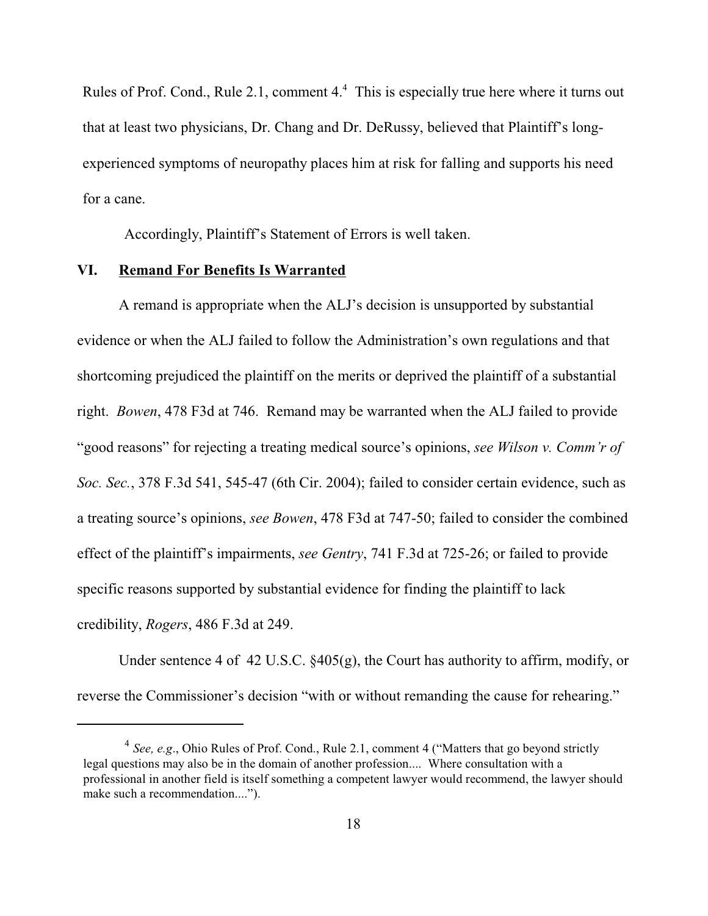Rules of Prof. Cond., Rule 2.1, comment 4.[4] This is especially true here where it turns out that at least two physicians, Dr. Chang and Dr. DeRussy, believed that Plaintiff's long-experienced symptoms of neuropathy places him at risk for falling and supports his need for a cane.

Accordingly, Plaintiff's Statement of Errors is well taken.

## VI. Remand For Benefits Is Warranted

A remand is appropriate when the ALJ's decision is unsupported by substantial evidence or when the ALJ failed to follow the Administration's own regulations and that shortcoming prejudiced the plaintiff on the merits or deprived the plaintiff of a substantial right. *Bowen*, 478 F3d at 746. Remand may be warranted when the ALJ failed to provide "good reasons" for rejecting a treating medical source's opinions, *see Wilson v. Comm'r of Soc. Sec.*, 378 F.3d 541, 545-47 (6th Cir. 2004); failed to consider certain evidence, such as a treating source's opinions, *see Bowen*, 478 F3d at 747-50; failed to consider the combined effect of the plaintiff's impairments, *see Gentry*, 741 F.3d at 725-26; or failed to provide specific reasons supported by substantial evidence for finding the plaintiff to lack credibility, *Rogers*, 486 F.3d at 249.

Under sentence 4 of 42 U.S.C. §405(g), the Court has authority to affirm, modify, or reverse the Commissioner's decision "with or without remanding the cause for rehearing."

---

[4] *See, e.g.*, Ohio Rules of Prof. Cond., Rule 2.1, comment 4 ("Matters that go beyond strictly legal questions may also be in the domain of another profession.... Where consultation with a professional in another field is itself something a competent lawyer would recommend, the lawyer should make such a recommendation....").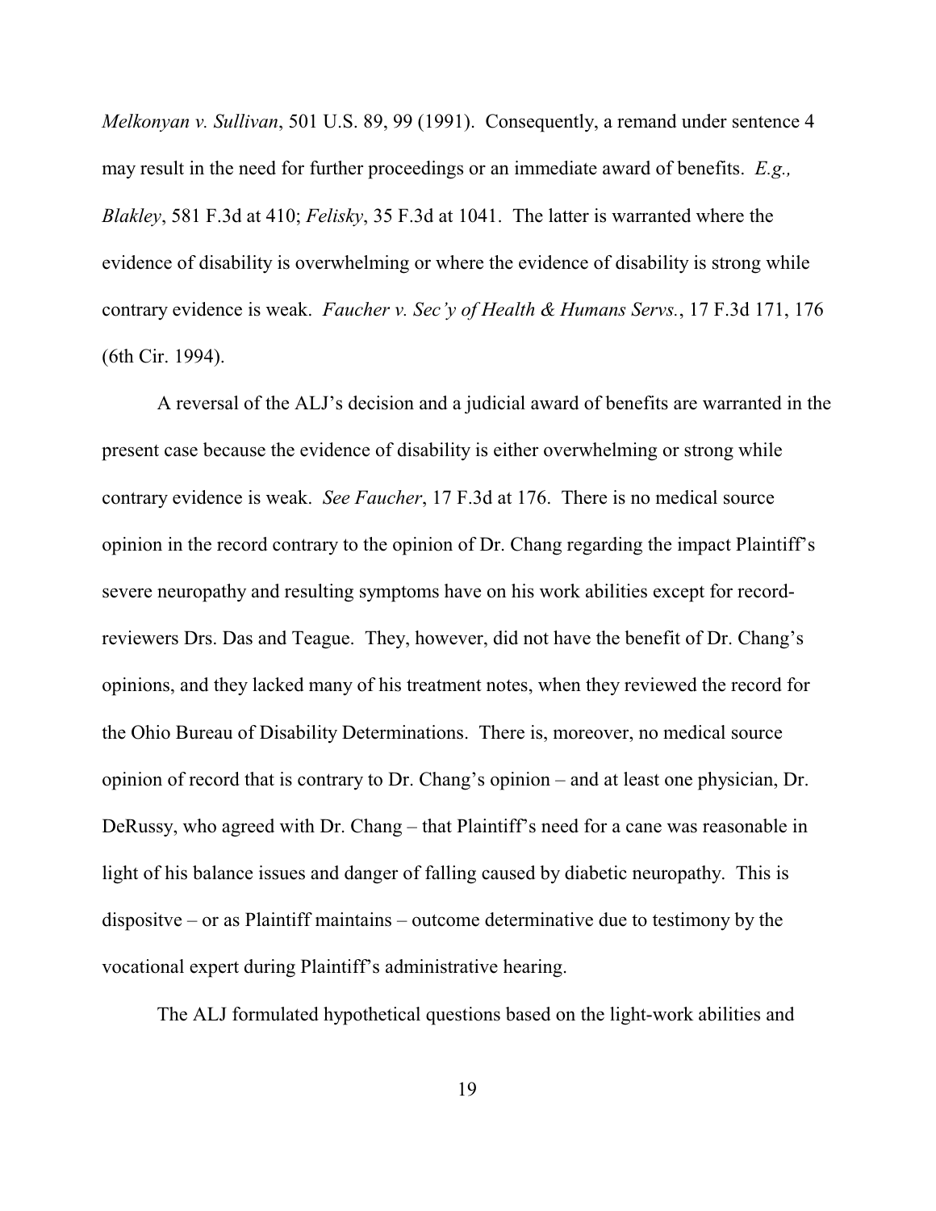*Melkonyan v. Sullivan*, 501 U.S. 89, 99 (1991). Consequently, a remand under sentence 4 may result in the need for further proceedings or an immediate award of benefits. *E.g., Blakley*, 581 F.3d at 410; *Felisky*, 35 F.3d at 1041. The latter is warranted where the evidence of disability is overwhelming or where the evidence of disability is strong while contrary evidence is weak. *Faucher v. Sec'y of Health & Humans Servs.*, 17 F.3d 171, 176 (6th Cir. 1994).

A reversal of the ALJ's decision and a judicial award of benefits are warranted in the present case because the evidence of disability is either overwhelming or strong while contrary evidence is weak. *See Faucher*, 17 F.3d at 176. There is no medical source opinion in the record contrary to the opinion of Dr. Chang regarding the impact Plaintiff's severe neuropathy and resulting symptoms have on his work abilities except for record-reviewers Drs. Das and Teague. They, however, did not have the benefit of Dr. Chang's opinions, and they lacked many of his treatment notes, when they reviewed the record for the Ohio Bureau of Disability Determinations. There is, moreover, no medical source opinion of record that is contrary to Dr. Chang's opinion – and at least one physician, Dr. DeRussy, who agreed with Dr. Chang – that Plaintiff's need for a cane was reasonable in light of his balance issues and danger of falling caused by diabetic neuropathy. This is dispositve – or as Plaintiff maintains – outcome determinative due to testimony by the vocational expert during Plaintiff's administrative hearing.

The ALJ formulated hypothetical questions based on the light-work abilities and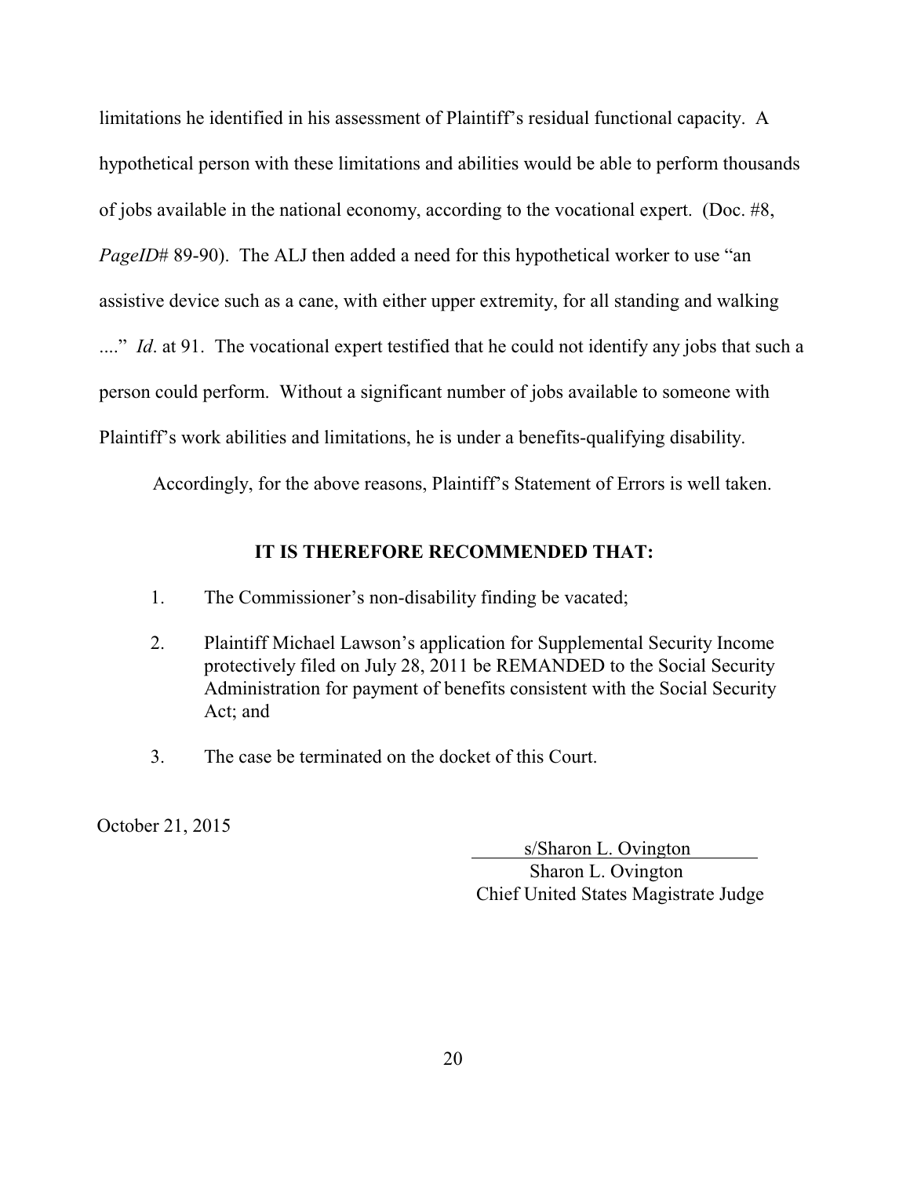limitations he identified in his assessment of Plaintiff's residual functional capacity. A hypothetical person with these limitations and abilities would be able to perform thousands of jobs available in the national economy, according to the vocational expert. (Doc. #8, *PageID*# 89-90). The ALJ then added a need for this hypothetical worker to use "an assistive device such as a cane, with either upper extremity, for all standing and walking ...." *Id*. at 91. The vocational expert testified that he could not identify any jobs that such a person could perform. Without a significant number of jobs available to someone with Plaintiff's work abilities and limitations, he is under a benefits-qualifying disability.

Accordingly, for the above reasons, Plaintiff's Statement of Errors is well taken.

**IT IS THEREFORE RECOMMENDED THAT:**

1. The Commissioner's non-disability finding be vacated;

2. Plaintiff Michael Lawson's application for Supplemental Security Income protectively filed on July 28, 2011 be REMANDED to the Social Security Administration for payment of benefits consistent with the Social Security Act; and

3. The case be terminated on the docket of this Court.

October 21, 2015

s/Sharon L. Ovington
Sharon L. Ovington
Chief United States Magistrate Judge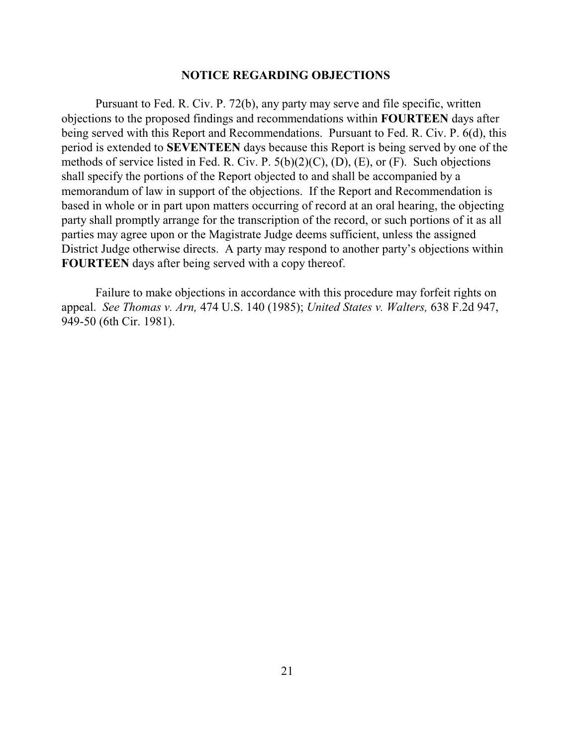## NOTICE REGARDING OBJECTIONS

Pursuant to Fed. R. Civ. P. 72(b), any party may serve and file specific, written objections to the proposed findings and recommendations within **FOURTEEN** days after being served with this Report and Recommendations. Pursuant to Fed. R. Civ. P. 6(d), this period is extended to **SEVENTEEN** days because this Report is being served by one of the methods of service listed in Fed. R. Civ. P. 5(b)(2)(C), (D), (E), or (F). Such objections shall specify the portions of the Report objected to and shall be accompanied by a memorandum of law in support of the objections. If the Report and Recommendation is based in whole or in part upon matters occurring of record at an oral hearing, the objecting party shall promptly arrange for the transcription of the record, or such portions of it as all parties may agree upon or the Magistrate Judge deems sufficient, unless the assigned District Judge otherwise directs. A party may respond to another party's objections within **FOURTEEN** days after being served with a copy thereof.

Failure to make objections in accordance with this procedure may forfeit rights on appeal. *See Thomas v. Arn,* 474 U.S. 140 (1985); *United States v. Walters,* 638 F.2d 947, 949-50 (6th Cir. 1981).